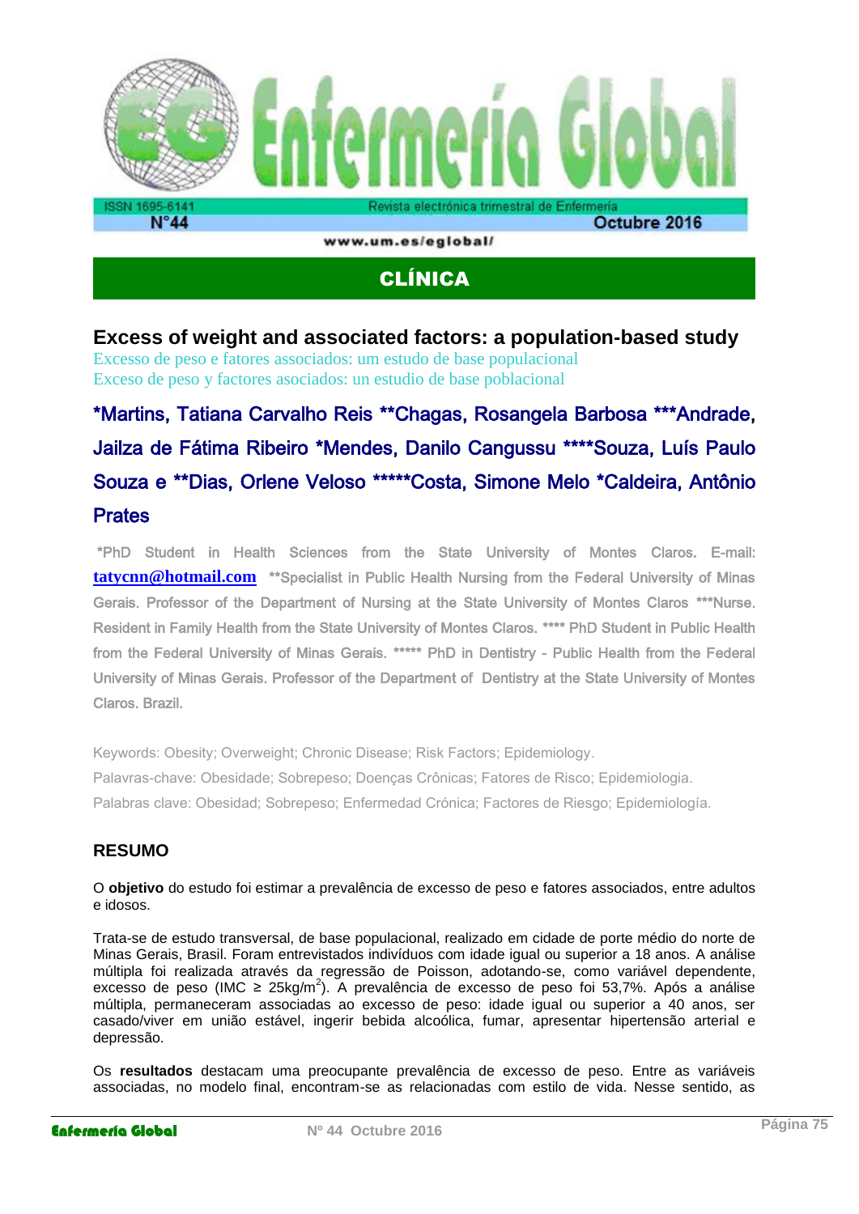## CLÍNICA

# Excess of weight and associated factors: a population-based study

Excesso de peso e fatores associados: um estudo de base populacional

Exceso de peso y factores asociados: un estudio de base poblacional

**\*Martins, Tatiana Carvalho Reis \*\*Chagas, Rosangela Barbosa \*\*\*Andrade, Jailza de Fátima Ribeiro \*Mendes, Danilo Cangussu \*\*\*\*Souza, Luís Paulo Souza e \*\*Dias, Orlene Veloso \*\*\*\*\*Costa, Simone Melo \*Caldeira, Antônio Prates**

\*PhD Student in Health Sciences from the State University of Montes Claros. E-mail: tatycnn@hotmail.com \*\*Specialist in Public Health Nursing from the Federal University of Minas Gerais. Professor of the Department of Nursing at the State University of Montes Claros \*\*\*Nurse. Resident in Family Health from the State University of Montes Claros. \*\*\*\* PhD Student in Public Health from the Federal University of Minas Gerais. \*\*\*\*\* PhD in Dentistry - Public Health from the Federal University of Minas Gerais. Professor of the Department of Dentistry at the State University of Montes Claros. Brazil.

Keywords: Obesity; Overweight; Chronic Disease; Risk Factors; Epidemiology.

Palavras-chave: Obesidade; Sobrepeso; Doenças Crônicas; Fatores de Risco; Epidemiologia.

Palabras clave: Obesidad; Sobrepeso; Enfermedad Crónica; Factores de Riesgo; Epidemiología.

## RESUMO

O **objetivo** do estudo foi estimar a prevalência de excesso de peso e fatores associados, entre adultos e idosos.

Trata-se de estudo transversal, de base populacional, realizado em cidade de porte médio do norte de Minas Gerais, Brasil. Foram entrevistados indivíduos com idade igual ou superior a 18 anos. A análise múltipla foi realizada através da regressão de Poisson, adotando-se, como variável dependente, excesso de peso (IMC ≥ 25kg/m$^2$). A prevalência de excesso de peso foi 53,7%. Após a análise múltipla, permaneceram associadas ao excesso de peso: idade igual ou superior a 40 anos, ser casado/viver em união estável, ingerir bebida alcoólica, fumar, apresentar hipertensão arterial e depressão.

Os **resultados** destacam uma preocupante prevalência de excesso de peso. Entre as variáveis associadas, no modelo final, encontram-se as relacionadas com estilo de vida. Nesse sentido, as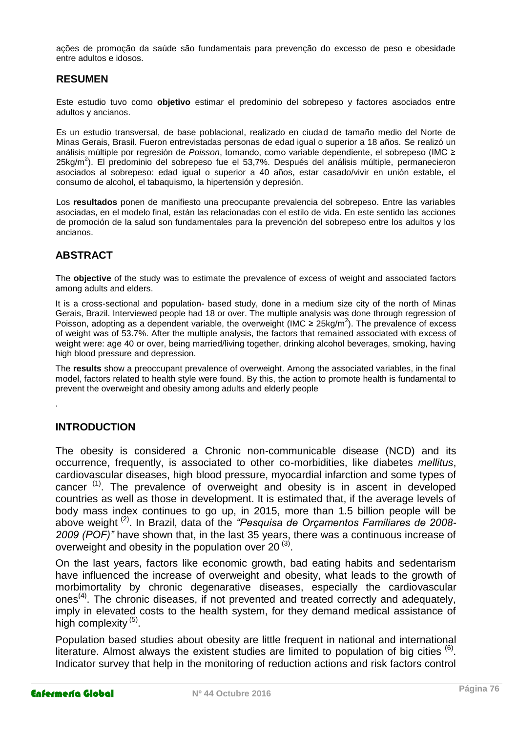ações de promoção da saúde são fundamentais para prevenção do excesso de peso e obesidade entre adultos e idosos.

## RESUMEN

Este estudio tuvo como **objetivo** estimar el predominio del sobrepeso y factores asociados entre adultos y ancianos.

Es un estudio transversal, de base poblacional, realizado en ciudad de tamaño medio del Norte de Minas Gerais, Brasil. Fueron entrevistadas personas de edad igual o superior a 18 años. Se realizó un análisis múltiple por regresión de *Poisson*, tomando, como variable dependiente, el sobrepeso (IMC ≥ 25kg/m$^2$). El predominio del sobrepeso fue el 53,7%. Después del análisis múltiple, permanecieron asociados al sobrepeso: edad igual o superior a 40 años, estar casado/vivir en unión estable, el consumo de alcohol, el tabaquismo, la hipertensión y depresión.

Los **resultados** ponen de manifiesto una preocupante prevalencia del sobrepeso. Entre las variables asociadas, en el modelo final, están las relacionadas con el estilo de vida. En este sentido las acciones de promoción de la salud son fundamentales para la prevención del sobrepeso entre los adultos y los ancianos.

## ABSTRACT

The **objective** of the study was to estimate the prevalence of excess of weight and associated factors among adults and elders.

It is a cross-sectional and population- based study, done in a medium size city of the north of Minas Gerais, Brazil. Interviewed people had 18 or over. The multiple analysis was done through regression of Poisson, adopting as a dependent variable, the overweight (IMC ≥ 25kg/m$^2$). The prevalence of excess of weight was of 53.7%. After the multiple analysis, the factors that remained associated with excess of weight were: age 40 or over, being married/living together, drinking alcohol beverages, smoking, having high blood pressure and depression.

The **results** show a preoccupant prevalence of overweight. Among the associated variables, in the final model, factors related to health style were found. By this, the action to promote health is fundamental to prevent the overweight and obesity among adults and elderly people

.

## INTRODUCTION

The obesity is considered a Chronic non-communicable disease (NCD) and its occurrence, frequently, is associated to other co-morbidities, like diabetes *mellitus*, cardiovascular diseases, high blood pressure, myocardial infarction and some types of cancer [(1)]. The prevalence of overweight and obesity is in ascent in developed countries as well as those in development. It is estimated that, if the average levels of body mass index continues to go up, in 2015, more than 1.5 billion people will be above weight [(2)]. In Brazil, data of the *"Pesquisa de Orçamentos Familiares de 2008-2009 (POF)"* have shown that, in the last 35 years, there was a continuous increase of overweight and obesity in the population over 20 [(3)].

On the last years, factors like economic growth, bad eating habits and sedentarism have influenced the increase of overweight and obesity, what leads to the growth of morbimortality by chronic degenarative diseases, especially the cardiovascular ones[(4)]. The chronic diseases, if not prevented and treated correctly and adequately, imply in elevated costs to the health system, for they demand medical assistance of high complexity [(5)].

Population based studies about obesity are little frequent in national and international literature. Almost always the existent studies are limited to population of big cities [(6)]. Indicator survey that help in the monitoring of reduction actions and risk factors control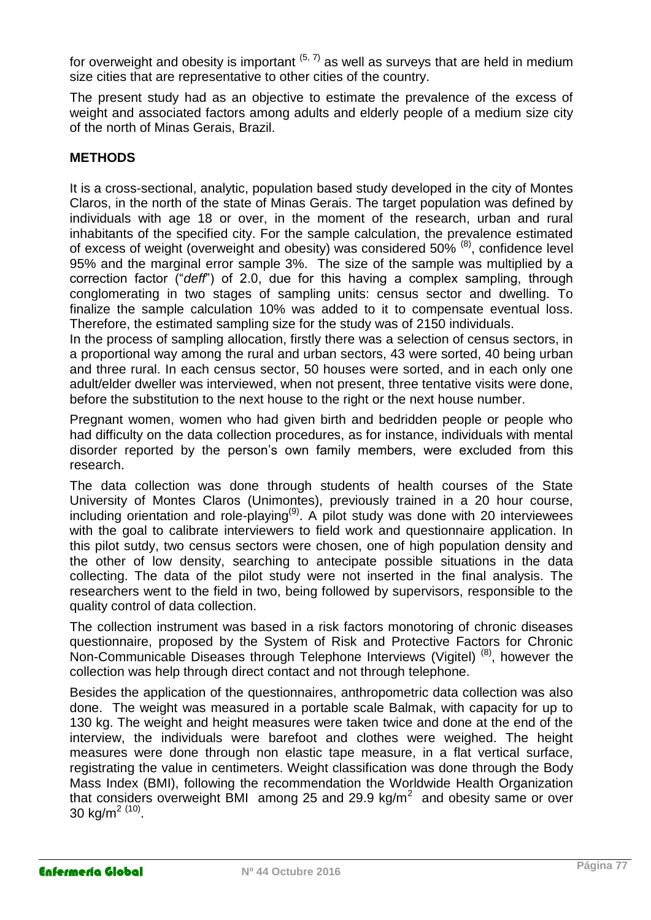for overweight and obesity is important [5, 7] as well as surveys that are held in medium size cities that are representative to other cities of the country.

The present study had as an objective to estimate the prevalence of the excess of weight and associated factors among adults and elderly people of a medium size city of the north of Minas Gerais, Brazil.

## METHODS

It is a cross-sectional, analytic, population based study developed in the city of Montes Claros, in the north of the state of Minas Gerais. The target population was defined by individuals with age 18 or over, in the moment of the research, urban and rural inhabitants of the specified city. For the sample calculation, the prevalence estimated of excess of weight (overweight and obesity) was considered 50% [8], confidence level 95% and the marginal error sample 3%. The size of the sample was multiplied by a correction factor ("*deff*") of 2.0, due for this having a complex sampling, through conglomerating in two stages of sampling units: census sector and dwelling. To finalize the sample calculation 10% was added to it to compensate eventual loss. Therefore, the estimated sampling size for the study was of 2150 individuals.

In the process of sampling allocation, firstly there was a selection of census sectors, in a proportional way among the rural and urban sectors, 43 were sorted, 40 being urban and three rural. In each census sector, 50 houses were sorted, and in each only one adult/elder dweller was interviewed, when not present, three tentative visits were done, before the substitution to the next house to the right or the next house number.

Pregnant women, women who had given birth and bedridden people or people who had difficulty on the data collection procedures, as for instance, individuals with mental disorder reported by the person's own family members, were excluded from this research.

The data collection was done through students of health courses of the State University of Montes Claros (Unimontes), previously trained in a 20 hour course, including orientation and role-playing[9]. A pilot study was done with 20 interviewees with the goal to calibrate interviewers to field work and questionnaire application. In this pilot sutdy, two census sectors were chosen, one of high population density and the other of low density, searching to antecipate possible situations in the data collecting. The data of the pilot study were not inserted in the final analysis. The researchers went to the field in two, being followed by supervisors, responsible to the quality control of data collection.

The collection instrument was based in a risk factors monotoring of chronic diseases questionnaire, proposed by the System of Risk and Protective Factors for Chronic Non-Communicable Diseases through Telephone Interviews (Vigitel) [8], however the collection was help through direct contact and not through telephone.

Besides the application of the questionnaires, anthropometric data collection was also done. The weight was measured in a portable scale Balmak, with capacity for up to 130 kg. The weight and height measures were taken twice and done at the end of the interview, the individuals were barefoot and clothes were weighed. The height measures were done through non elastic tape measure, in a flat vertical surface, registrating the value in centimeters. Weight classification was done through the Body Mass Index (BMI), following the recommendation the Worldwide Health Organization that considers overweight BMI among 25 and 29.9 kg/m$^2$ and obesity same or over 30 kg/m$^2$ [10].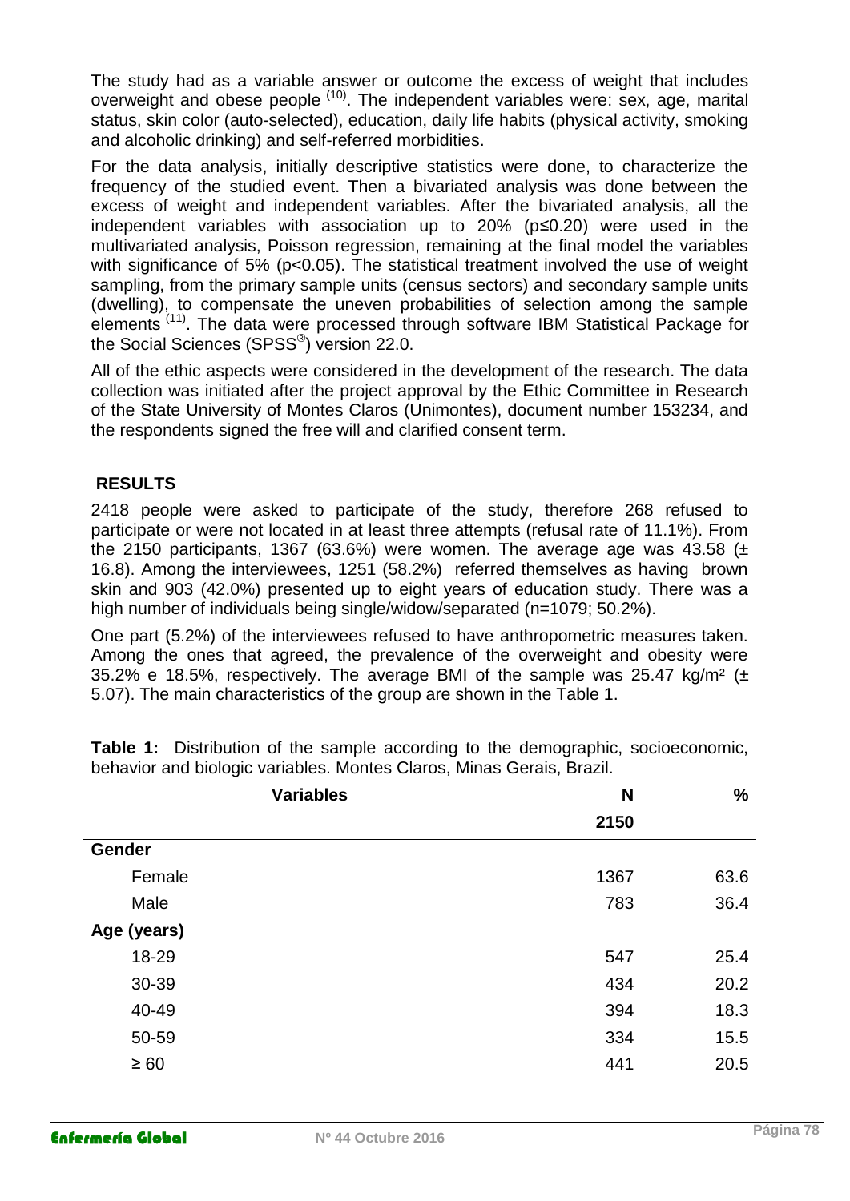The study had as a variable answer or outcome the excess of weight that includes overweight and obese people [10]. The independent variables were: sex, age, marital status, skin color (auto-selected), education, daily life habits (physical activity, smoking and alcoholic drinking) and self-referred morbidities.

For the data analysis, initially descriptive statistics were done, to characterize the frequency of the studied event. Then a bivariated analysis was done between the excess of weight and independent variables. After the bivariated analysis, all the independent variables with association up to 20% ($p \leq 0.20$) were used in the multivariated analysis, Poisson regression, remaining at the final model the variables with significance of 5% ($p<0.05$). The statistical treatment involved the use of weight sampling, from the primary sample units (census sectors) and secondary sample units (dwelling), to compensate the uneven probabilities of selection among the sample elements [11]. The data were processed through software IBM Statistical Package for the Social Sciences (SPSS®) version 22.0.

All of the ethic aspects were considered in the development of the research. The data collection was initiated after the project approval by the Ethic Committee in Research of the State University of Montes Claros (Unimontes), document number 153234, and the respondents signed the free will and clarified consent term.

## RESULTS

2418 people were asked to participate of the study, therefore 268 refused to participate or were not located in at least three attempts (refusal rate of 11.1%). From the 2150 participants, 1367 (63.6%) were women. The average age was 43.58 (± 16.8). Among the interviewees, 1251 (58.2%) referred themselves as having brown skin and 903 (42.0%) presented up to eight years of education study. There was a high number of individuals being single/widow/separated (n=1079; 50.2%).

One part (5.2%) of the interviewees refused to have anthropometric measures taken. Among the ones that agreed, the prevalence of the overweight and obesity were 35.2% e 18.5%, respectively. The average BMI of the sample was 25.47 kg/m² (± 5.07). The main characteristics of the group are shown in the Table 1.

**Table 1:** Distribution of the sample according to the demographic, socioeconomic, behavior and biologic variables. Montes Claros, Minas Gerais, Brazil.

| Variables | N | % |
|---|---|---|
| | 2150 | |
| **Gender** | | |
| Female | 1367 | 63.6 |
| Male | 783 | 36.4 |
| **Age (years)** | | |
| 18-29 | 547 | 25.4 |
| 30-39 | 434 | 20.2 |
| 40-49 | 394 | 18.3 |
| 50-59 | 334 | 15.5 |
| ≥ 60 | 441 | 20.5 |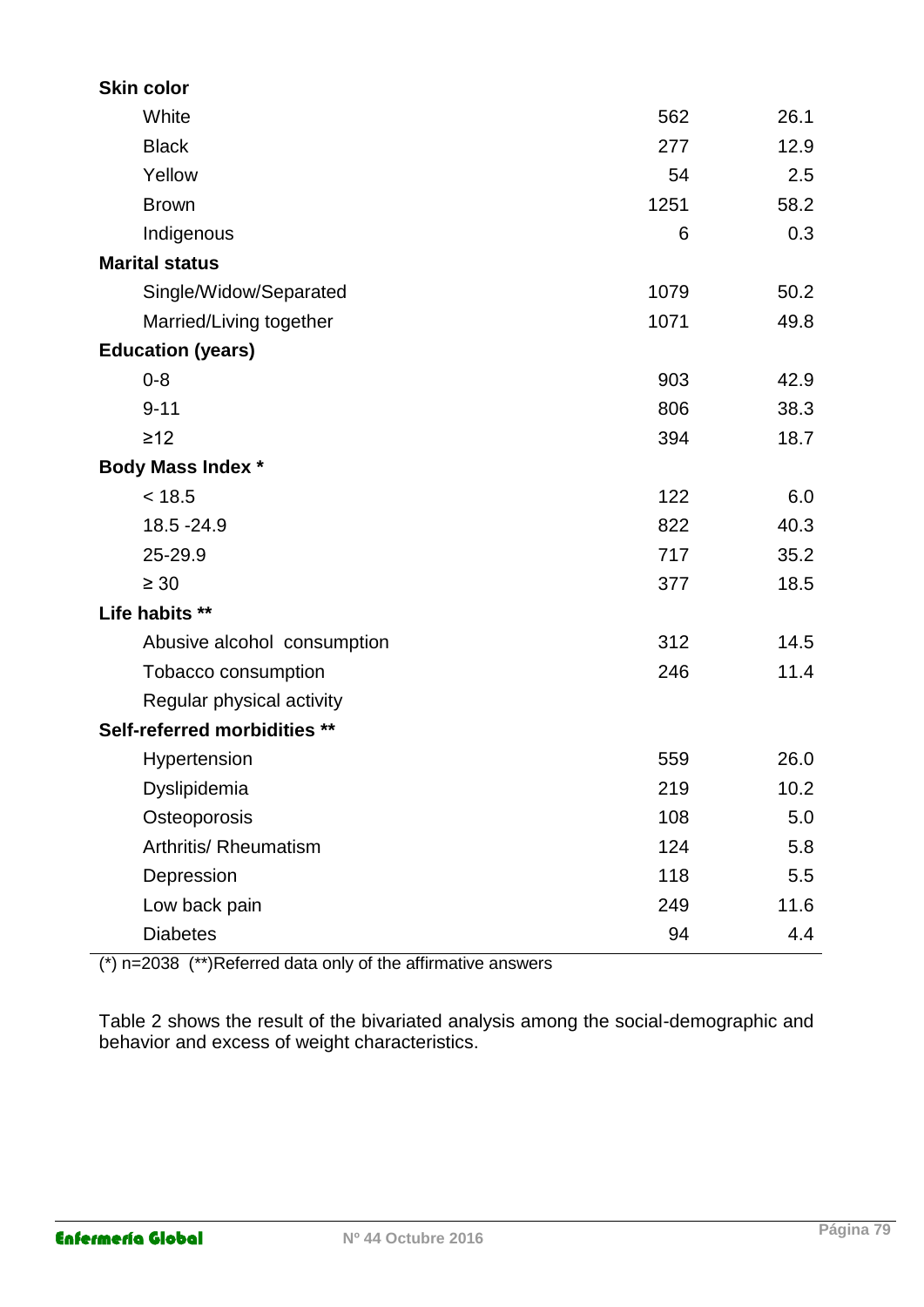| | | |
|---|---|---|
| **Skin color** | | |
| White | 562 | 26.1 |
| Black | 277 | 12.9 |
| Yellow | 54 | 2.5 |
| Brown | 1251 | 58.2 |
| Indigenous | 6 | 0.3 |
| **Marital status** | | |
| Single/Widow/Separated | 1079 | 50.2 |
| Married/Living together | 1071 | 49.8 |
| **Education (years)** | | |
| 0-8 | 903 | 42.9 |
| 9-11 | 806 | 38.3 |
| ≥12 | 394 | 18.7 |
| **Body Mass Index *** | | |
| < 18.5 | 122 | 6.0 |
| 18.5 -24.9 | 822 | 40.3 |
| 25-29.9 | 717 | 35.2 |
| ≥ 30 | 377 | 18.5 |
| **Life habits **** | | |
| Abusive alcohol consumption | 312 | 14.5 |
| Tobacco consumption | 246 | 11.4 |
| Regular physical activity | | |
| **Self-referred morbidities **** | | |
| Hypertension | 559 | 26.0 |
| Dyslipidemia | 219 | 10.2 |
| Osteoporosis | 108 | 5.0 |
| Arthritis/ Rheumatism | 124 | 5.8 |
| Depression | 118 | 5.5 |
| Low back pain | 249 | 11.6 |
| Diabetes | 94 | 4.4 |

(*) n=2038 (**)Referred data only of the affirmative answers

Table 2 shows the result of the bivariated analysis among the social-demographic and behavior and excess of weight characteristics.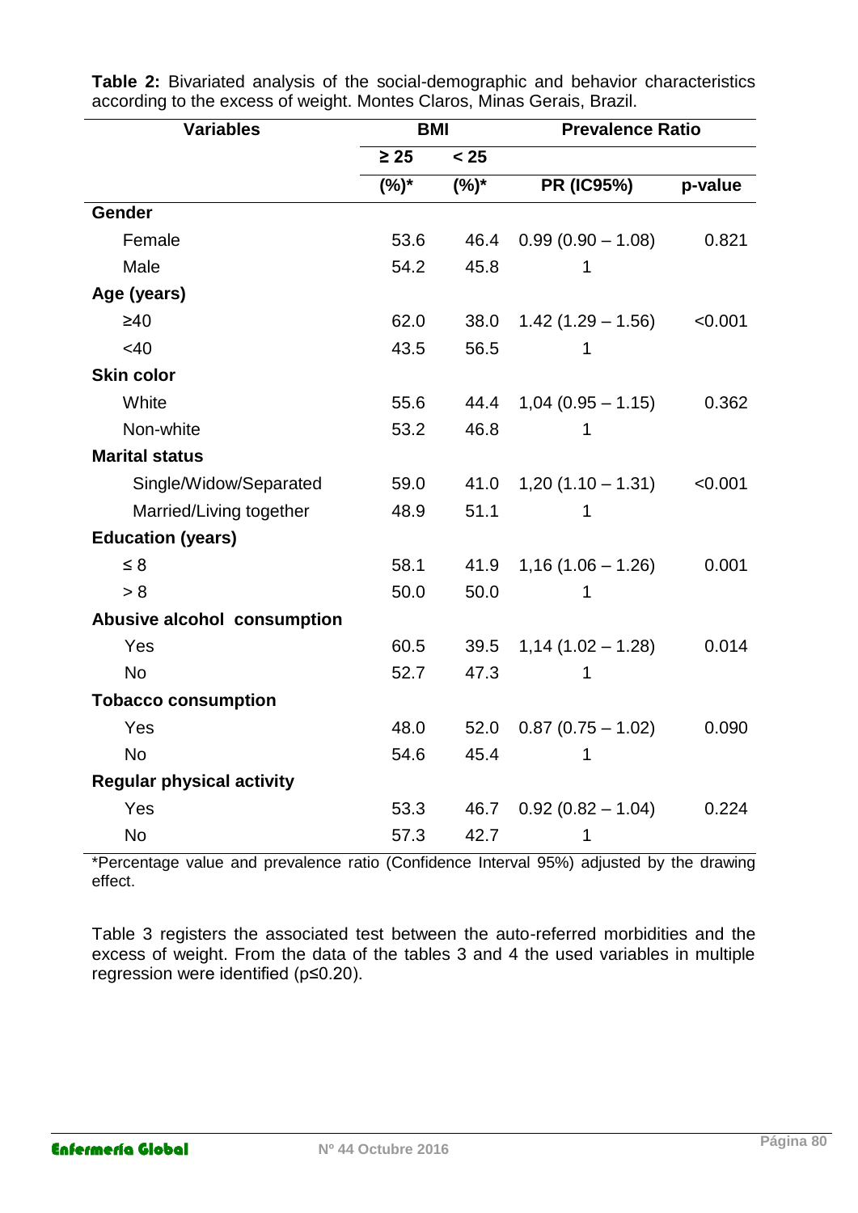**Table 2:** Bivariated analysis of the social-demographic and behavior characteristics according to the excess of weight. Montes Claros, Minas Gerais, Brazil.

| Variables | BMI | | Prevalence Ratio | |
|---|---|---|---|---|
| | ≥ 25 | < 25 | | |
| | (%)* | (%)* | PR (IC95%) | p-value |
| **Gender** | | | | |
| Female | 53.6 | 46.4 | 0.99 (0.90 – 1.08) | 0.821 |
| Male | 54.2 | 45.8 | 1 | |
| **Age (years)** | | | | |
| ≥40 | 62.0 | 38.0 | 1.42 (1.29 – 1.56) | <0.001 |
| <40 | 43.5 | 56.5 | 1 | |
| **Skin color** | | | | |
| White | 55.6 | 44.4 | 1,04 (0.95 – 1.15) | 0.362 |
| Non-white | 53.2 | 46.8 | 1 | |
| **Marital status** | | | | |
| Single/Widow/Separated | 59.0 | 41.0 | 1,20 (1.10 – 1.31) | <0.001 |
| Married/Living together | 48.9 | 51.1 | 1 | |
| **Education (years)** | | | | |
| ≤ 8 | 58.1 | 41.9 | 1,16 (1.06 – 1.26) | 0.001 |
| > 8 | 50.0 | 50.0 | 1 | |
| **Abusive alcohol consumption** | | | | |
| Yes | 60.5 | 39.5 | 1,14 (1.02 – 1.28) | 0.014 |
| No | 52.7 | 47.3 | 1 | |
| **Tobacco consumption** | | | | |
| Yes | 48.0 | 52.0 | 0.87 (0.75 – 1.02) | 0.090 |
| No | 54.6 | 45.4 | 1 | |
| **Regular physical activity** | | | | |
| Yes | 53.3 | 46.7 | 0.92 (0.82 – 1.04) | 0.224 |
| No | 57.3 | 42.7 | 1 | |

*Percentage value and prevalence ratio (Confidence Interval 95%) adjusted by the drawing effect.

Table 3 registers the associated test between the auto-referred morbidities and the excess of weight. From the data of the tables 3 and 4 the used variables in multiple regression were identified ($p \leq 0.20$).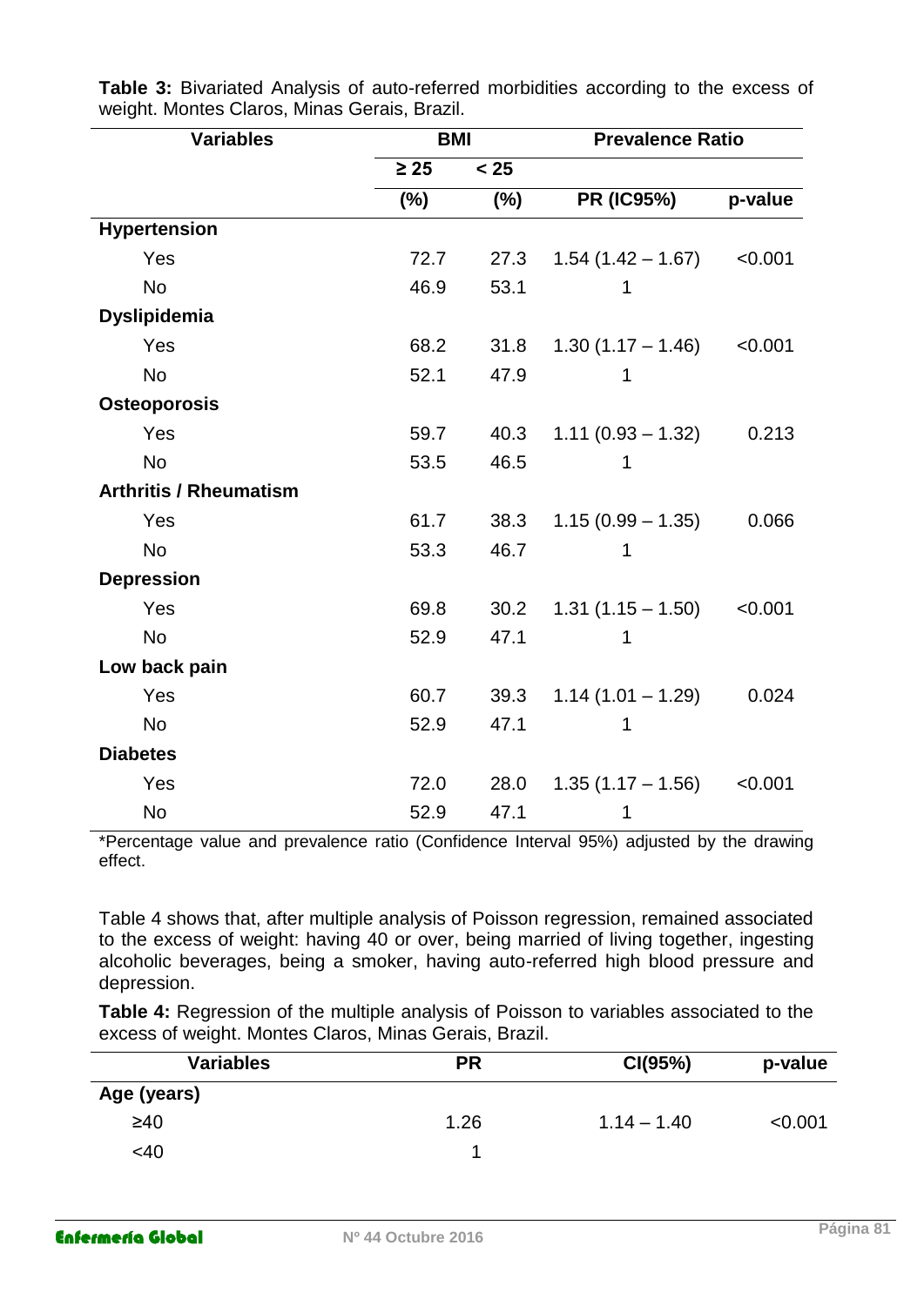**Table 3:** Bivariated Analysis of auto-referred morbidities according to the excess of weight. Montes Claros, Minas Gerais, Brazil.

| Variables | BMI | | Prevalence Ratio | |
|---|---|---|---|---|
| | ≥ 25 | < 25 | | |
| | (%) | (%) | PR (IC95%) | p-value |
| **Hypertension** | | | | |
| Yes | 72.7 | 27.3 | 1.54 (1.42 – 1.67) | <0.001 |
| No | 46.9 | 53.1 | 1 | |
| **Dyslipidemia** | | | | |
| Yes | 68.2 | 31.8 | 1.30 (1.17 – 1.46) | <0.001 |
| No | 52.1 | 47.9 | 1 | |
| **Osteoporosis** | | | | |
| Yes | 59.7 | 40.3 | 1.11 (0.93 – 1.32) | 0.213 |
| No | 53.5 | 46.5 | 1 | |
| **Arthritis / Rheumatism** | | | | |
| Yes | 61.7 | 38.3 | 1.15 (0.99 – 1.35) | 0.066 |
| No | 53.3 | 46.7 | 1 | |
| **Depression** | | | | |
| Yes | 69.8 | 30.2 | 1.31 (1.15 – 1.50) | <0.001 |
| No | 52.9 | 47.1 | 1 | |
| **Low back pain** | | | | |
| Yes | 60.7 | 39.3 | 1.14 (1.01 – 1.29) | 0.024 |
| No | 52.9 | 47.1 | 1 | |
| **Diabetes** | | | | |
| Yes | 72.0 | 28.0 | 1.35 (1.17 – 1.56) | <0.001 |
| No | 52.9 | 47.1 | 1 | |

*Percentage value and prevalence ratio (Confidence Interval 95%) adjusted by the drawing effect.

Table 4 shows that, after multiple analysis of Poisson regression, remained associated to the excess of weight: having 40 or over, being married of living together, ingesting alcoholic beverages, being a smoker, having auto-referred high blood pressure and depression.

**Table 4:** Regression of the multiple analysis of Poisson to variables associated to the excess of weight. Montes Claros, Minas Gerais, Brazil.

| Variables | PR | CI(95%) | p-value |
|---|---|---|---|
| **Age (years)** | | | |
| ≥40 | 1.26 | 1.14 – 1.40 | <0.001 |
| <40 | 1 | | |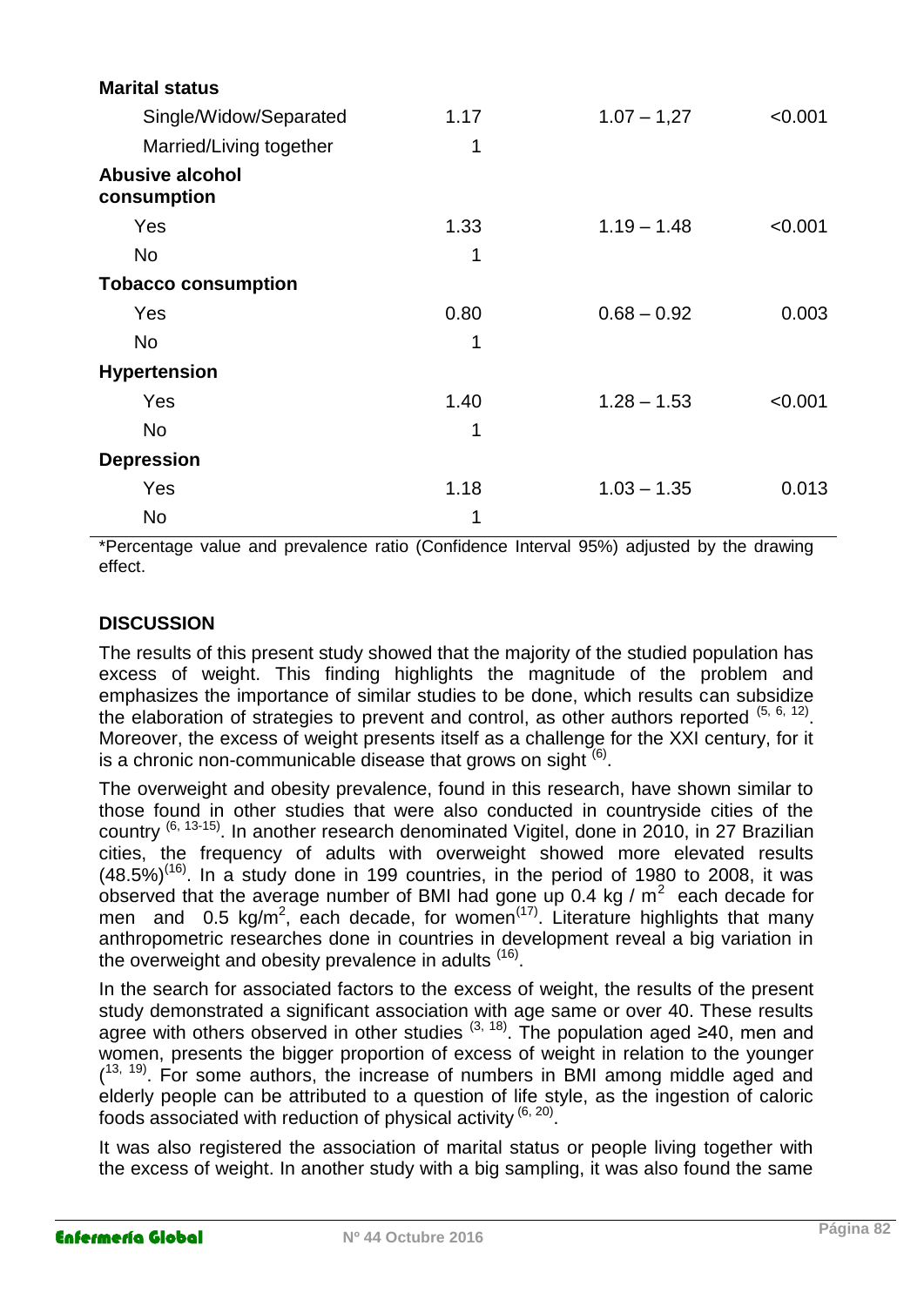| | | | |
|---|---|---|---|
| **Marital status** | | | |
| Single/Widow/Separated | 1.17 | 1.07 – 1,27 | <0.001 |
| Married/Living together | 1 | | |
| **Abusive alcohol consumption** | | | |
| Yes | 1.33 | 1.19 – 1.48 | <0.001 |
| No | 1 | | |
| **Tobacco consumption** | | | |
| Yes | 0.80 | 0.68 – 0.92 | 0.003 |
| No | 1 | | |
| **Hypertension** | | | |
| Yes | 1.40 | 1.28 – 1.53 | <0.001 |
| No | 1 | | |
| **Depression** | | | |
| Yes | 1.18 | 1.03 – 1.35 | 0.013 |
| No | 1 | | |

*Percentage value and prevalence ratio (Confidence Interval 95%) adjusted by the drawing effect.

## DISCUSSION

The results of this present study showed that the majority of the studied population has excess of weight. This finding highlights the magnitude of the problem and emphasizes the importance of similar studies to be done, which results can subsidize the elaboration of strategies to prevent and control, as other authors reported [5, 6, 12]. Moreover, the excess of weight presents itself as a challenge for the XXI century, for it is a chronic non-communicable disease that grows on sight [6].

The overweight and obesity prevalence, found in this research, have shown similar to those found in other studies that were also conducted in countryside cities of the country [6, 13-15]. In another research denominated Vigitel, done in 2010, in 27 Brazilian cities, the frequency of adults with overweight showed more elevated results (48.5%)[16]. In a study done in 199 countries, in the period of 1980 to 2008, it was observed that the average number of BMI had gone up 0.4 kg / $m^2$ each decade for men and 0.5 kg/$m^2$, each decade, for women[17]. Literature highlights that many anthropometric researches done in countries in development reveal a big variation in the overweight and obesity prevalence in adults [16].

In the search for associated factors to the excess of weight, the results of the present study demonstrated a significant association with age same or over 40. These results agree with others observed in other studies [3, 18]. The population aged ≥40, men and women, presents the bigger proportion of excess of weight in relation to the younger ([13, 19]. For some authors, the increase of numbers in BMI among middle aged and elderly people can be attributed to a question of life style, as the ingestion of caloric foods associated with reduction of physical activity [6, 20].

It was also registered the association of marital status or people living together with the excess of weight. In another study with a big sampling, it was also found the same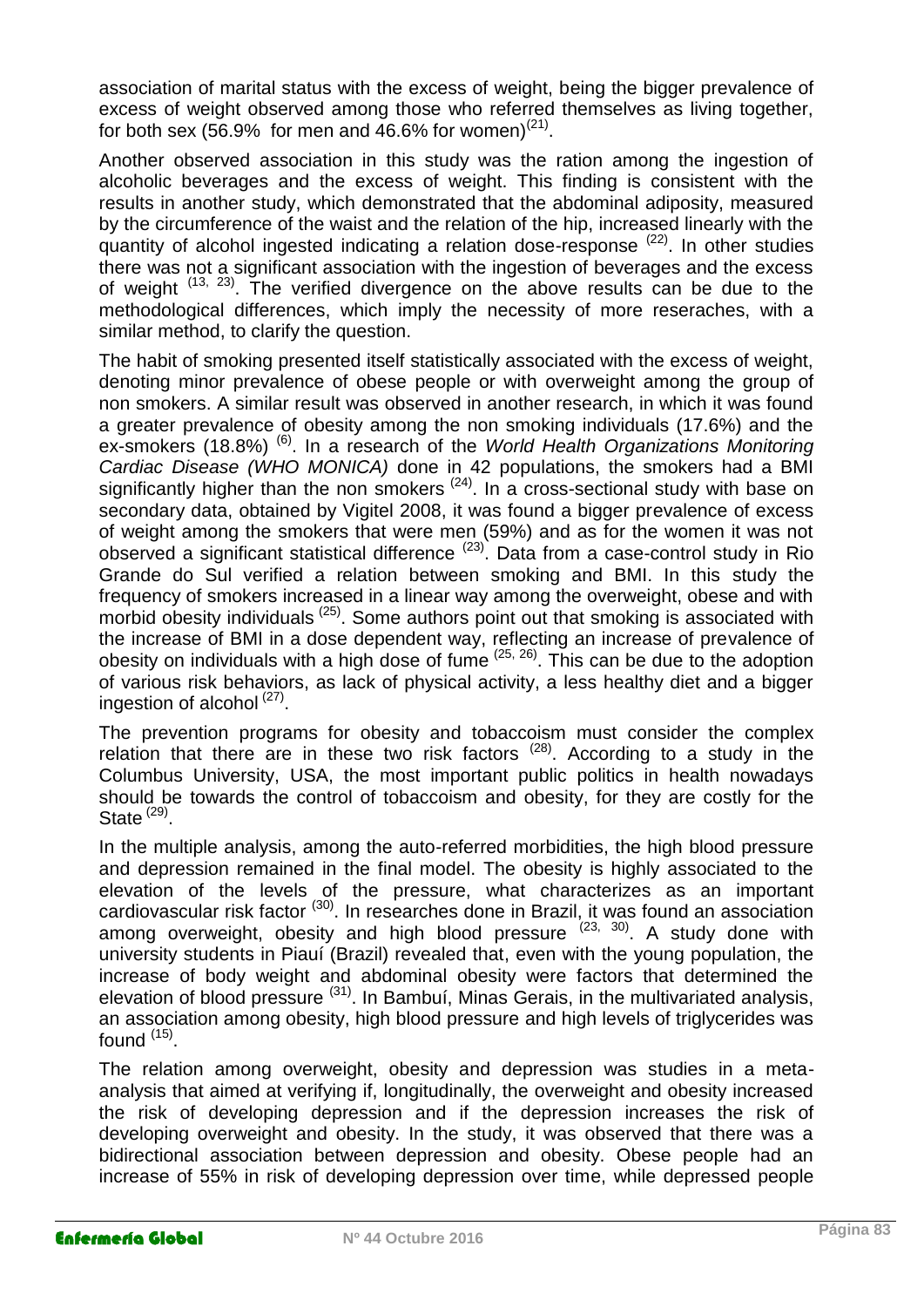association of marital status with the excess of weight, being the bigger prevalence of excess of weight observed among those who referred themselves as living together, for both sex (56.9% for men and 46.6% for women)[21].

Another observed association in this study was the ration among the ingestion of alcoholic beverages and the excess of weight. This finding is consistent with the results in another study, which demonstrated that the abdominal adiposity, measured by the circumference of the waist and the relation of the hip, increased linearly with the quantity of alcohol ingested indicating a relation dose-response [22]. In other studies there was not a significant association with the ingestion of beverages and the excess of weight [13, 23]. The verified divergence on the above results can be due to the methodological differences, which imply the necessity of more reseraches, with a similar method, to clarify the question.

The habit of smoking presented itself statistically associated with the excess of weight, denoting minor prevalence of obese people or with overweight among the group of non smokers. A similar result was observed in another research, in which it was found a greater prevalence of obesity among the non smoking individuals (17.6%) and the ex-smokers (18.8%) [6]. In a research of the *World Health Organizations Monitoring Cardiac Disease (WHO MONICA)* done in 42 populations, the smokers had a BMI significantly higher than the non smokers [24]. In a cross-sectional study with base on secondary data, obtained by Vigitel 2008, it was found a bigger prevalence of excess of weight among the smokers that were men (59%) and as for the women it was not observed a significant statistical difference [23]. Data from a case-control study in Rio Grande do Sul verified a relation between smoking and BMI. In this study the frequency of smokers increased in a linear way among the overweight, obese and with morbid obesity individuals [25]. Some authors point out that smoking is associated with the increase of BMI in a dose dependent way, reflecting an increase of prevalence of obesity on individuals with a high dose of fume [25, 26]. This can be due to the adoption of various risk behaviors, as lack of physical activity, a less healthy diet and a bigger ingestion of alcohol [27].

The prevention programs for obesity and tobaccoism must consider the complex relation that there are in these two risk factors [28]. According to a study in the Columbus University, USA, the most important public politics in health nowadays should be towards the control of tobaccoism and obesity, for they are costly for the State [29].

In the multiple analysis, among the auto-referred morbidities, the high blood pressure and depression remained in the final model. The obesity is highly associated to the elevation of the levels of the pressure, what characterizes as an important cardiovascular risk factor [30]. In researches done in Brazil, it was found an association among overweight, obesity and high blood pressure [23, 30]. A study done with university students in Piauí (Brazil) revealed that, even with the young population, the increase of body weight and abdominal obesity were factors that determined the elevation of blood pressure [31]. In Bambuí, Minas Gerais, in the multivariated analysis, an association among obesity, high blood pressure and high levels of triglycerides was found [15].

The relation among overweight, obesity and depression was studies in a meta-analysis that aimed at verifying if, longitudinally, the overweight and obesity increased the risk of developing depression and if the depression increases the risk of developing overweight and obesity. In the study, it was observed that there was a bidirectional association between depression and obesity. Obese people had an increase of 55% in risk of developing depression over time, while depressed people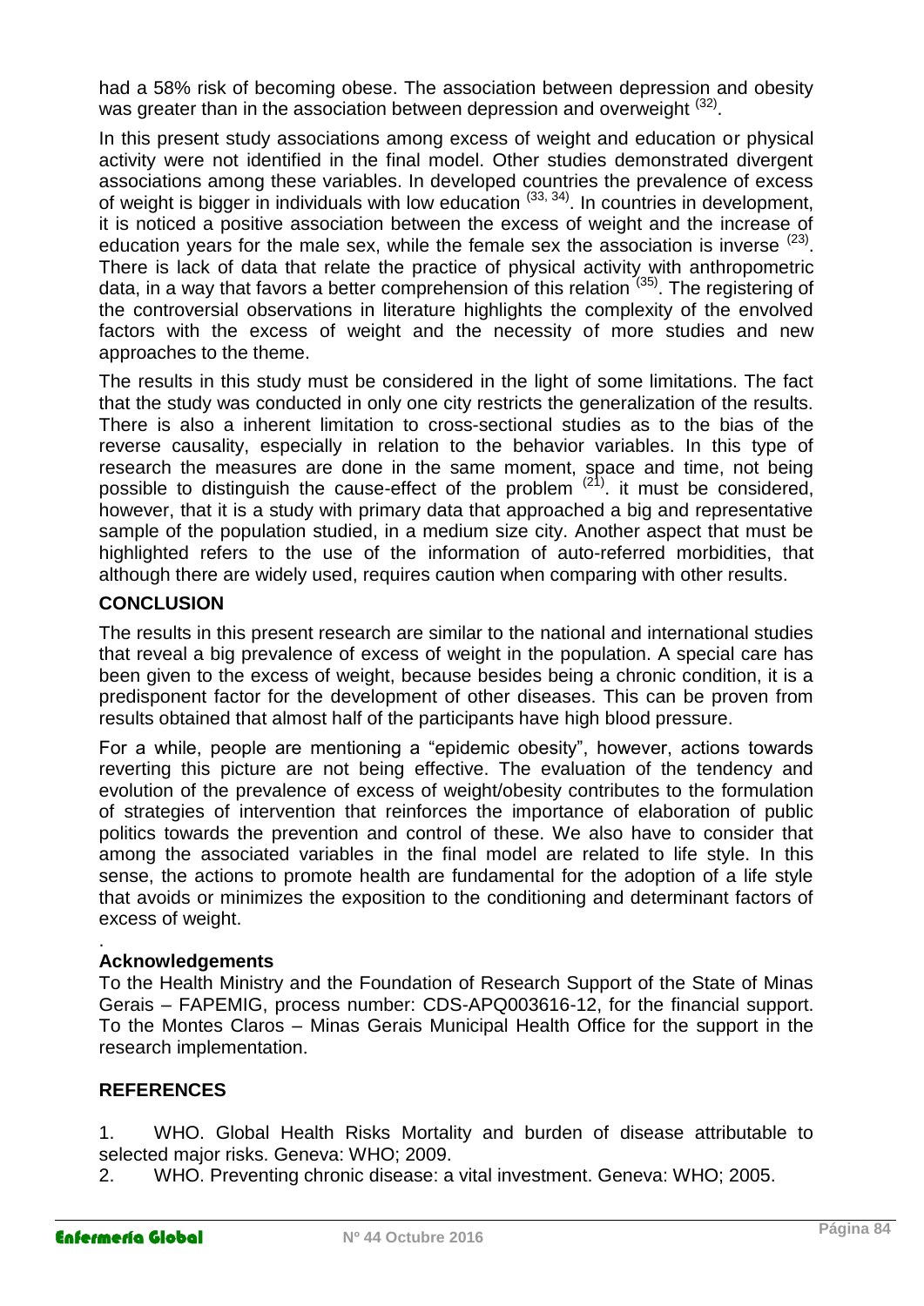had a 58% risk of becoming obese. The association between depression and obesity was greater than in the association between depression and overweight [32].

In this present study associations among excess of weight and education or physical activity were not identified in the final model. Other studies demonstrated divergent associations among these variables. In developed countries the prevalence of excess of weight is bigger in individuals with low education [33, 34]. In countries in development, it is noticed a positive association between the excess of weight and the increase of education years for the male sex, while the female sex the association is inverse [23]. There is lack of data that relate the practice of physical activity with anthropometric data, in a way that favors a better comprehension of this relation [35]. The registering of the controversial observations in literature highlights the complexity of the envolved factors with the excess of weight and the necessity of more studies and new approaches to the theme.

The results in this study must be considered in the light of some limitations. The fact that the study was conducted in only one city restricts the generalization of the results. There is also a inherent limitation to cross-sectional studies as to the bias of the reverse causality, especially in relation to the behavior variables. In this type of research the measures are done in the same moment, space and time, not being possible to distinguish the cause-effect of the problem [21]. it must be considered, however, that it is a study with primary data that approached a big and representative sample of the population studied, in a medium size city. Another aspect that must be highlighted refers to the use of the information of auto-referred morbidities, that although there are widely used, requires caution when comparing with other results.

## CONCLUSION

The results in this present research are similar to the national and international studies that reveal a big prevalence of excess of weight in the population. A special care has been given to the excess of weight, because besides being a chronic condition, it is a predisponent factor for the development of other diseases. This can be proven from results obtained that almost half of the participants have high blood pressure.

For a while, people are mentioning a "epidemic obesity", however, actions towards reverting this picture are not being effective. The evaluation of the tendency and evolution of the prevalence of excess of weight/obesity contributes to the formulation of strategies of intervention that reinforces the importance of elaboration of public politics towards the prevention and control of these. We also have to consider that among the associated variables in the final model are related to life style. In this sense, the actions to promote health are fundamental for the adoption of a life style that avoids or minimizes the exposition to the conditioning and determinant factors of excess of weight.

.

## Acknowledgements

To the Health Ministry and the Foundation of Research Support of the State of Minas Gerais – FAPEMIG, process number: CDS-APQ003616-12, for the financial support. To the Montes Claros – Minas Gerais Municipal Health Office for the support in the research implementation.

## REFERENCES

1. WHO. Global Health Risks Mortality and burden of disease attributable to selected major risks. Geneva: WHO; 2009.
2. WHO. Preventing chronic disease: a vital investment. Geneva: WHO; 2005.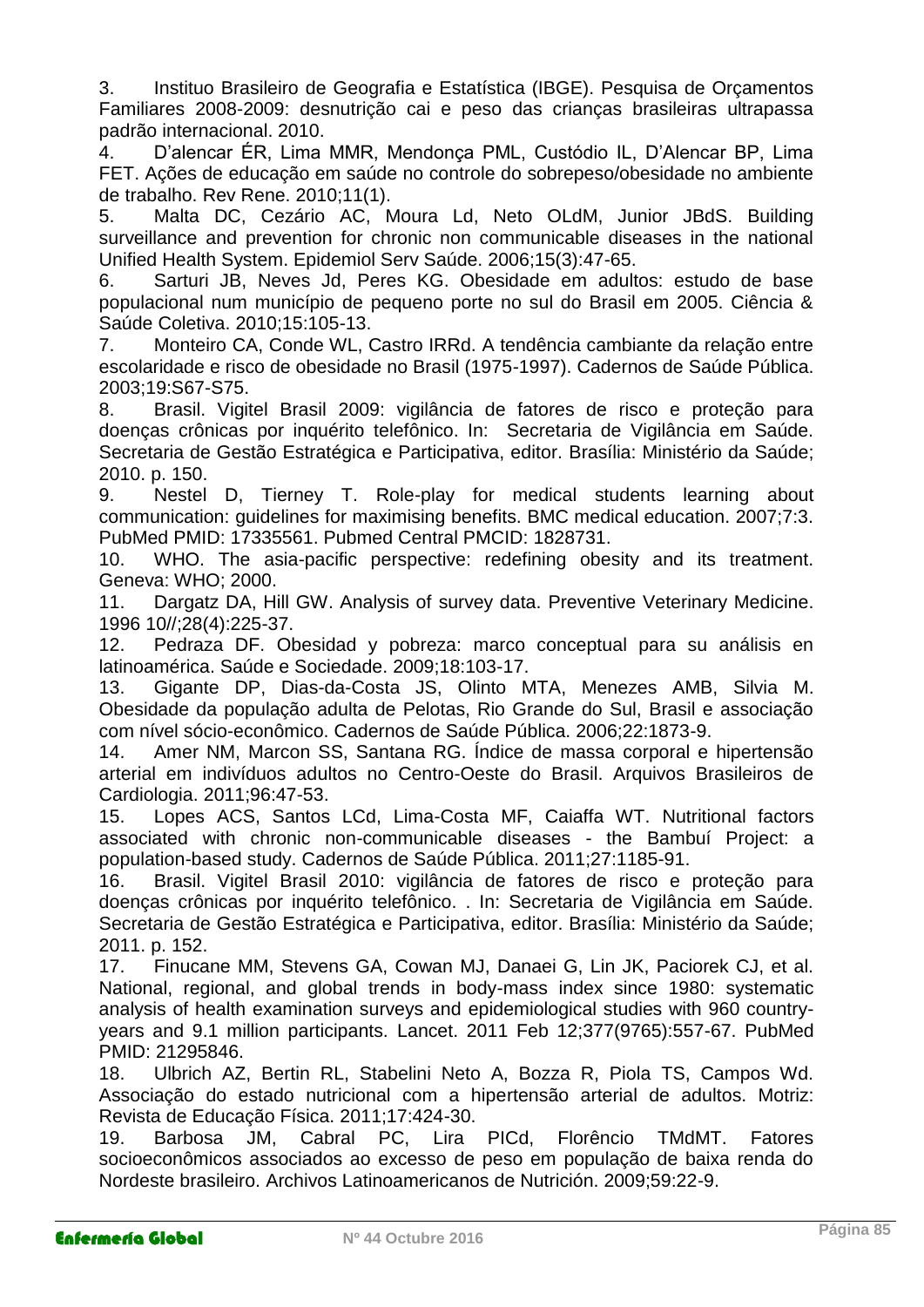3. Instituo Brasileiro de Geografia e Estatística (IBGE). Pesquisa de Orçamentos Familiares 2008-2009: desnutrição cai e peso das crianças brasileiras ultrapassa padrão internacional. 2010.
4. D'alencar ÉR, Lima MMR, Mendonça PML, Custódio IL, D'Alencar BP, Lima FET. Ações de educação em saúde no controle do sobrepeso/obesidade no ambiente de trabalho. Rev Rene. 2010;11(1).
5. Malta DC, Cezário AC, Moura Ld, Neto OLdM, Junior JBdS. Building surveillance and prevention for chronic non communicable diseases in the national Unified Health System. Epidemiol Serv Saúde. 2006;15(3):47-65.
6. Sarturi JB, Neves Jd, Peres KG. Obesidade em adultos: estudo de base populacional num município de pequeno porte no sul do Brasil em 2005. Ciência & Saúde Coletiva. 2010;15:105-13.
7. Monteiro CA, Conde WL, Castro IRRd. A tendência cambiante da relação entre escolaridade e risco de obesidade no Brasil (1975-1997). Cadernos de Saúde Pública. 2003;19:S67-S75.
8. Brasil. Vigitel Brasil 2009: vigilância de fatores de risco e proteção para doenças crônicas por inquérito telefônico. In: Secretaria de Vigilância em Saúde. Secretaria de Gestão Estratégica e Participativa, editor. Brasília: Ministério da Saúde; 2010. p. 150.
9. Nestel D, Tierney T. Role-play for medical students learning about communication: guidelines for maximising benefits. BMC medical education. 2007;7:3. PubMed PMID: 17335561. Pubmed Central PMCID: 1828731.
10. WHO. The asia-pacific perspective: redefining obesity and its treatment. Geneva: WHO; 2000.
11. Dargatz DA, Hill GW. Analysis of survey data. Preventive Veterinary Medicine. 1996 10//;28(4):225-37.
12. Pedraza DF. Obesidad y pobreza: marco conceptual para su análisis en latinoamérica. Saúde e Sociedade. 2009;18:103-17.
13. Gigante DP, Dias-da-Costa JS, Olinto MTA, Menezes AMB, Silvia M. Obesidade da população adulta de Pelotas, Rio Grande do Sul, Brasil e associação com nível sócio-econômico. Cadernos de Saúde Pública. 2006;22:1873-9.
14. Amer NM, Marcon SS, Santana RG. Índice de massa corporal e hipertensão arterial em indivíduos adultos no Centro-Oeste do Brasil. Arquivos Brasileiros de Cardiologia. 2011;96:47-53.
15. Lopes ACS, Santos LCd, Lima-Costa MF, Caiaffa WT. Nutritional factors associated with chronic non-communicable diseases - the Bambuí Project: a population-based study. Cadernos de Saúde Pública. 2011;27:1185-91.
16. Brasil. Vigitel Brasil 2010: vigilância de fatores de risco e proteção para doenças crônicas por inquérito telefônico. . In: Secretaria de Vigilância em Saúde. Secretaria de Gestão Estratégica e Participativa, editor. Brasília: Ministério da Saúde; 2011. p. 152.
17. Finucane MM, Stevens GA, Cowan MJ, Danaei G, Lin JK, Paciorek CJ, et al. National, regional, and global trends in body-mass index since 1980: systematic analysis of health examination surveys and epidemiological studies with 960 country-years and 9.1 million participants. Lancet. 2011 Feb 12;377(9765):557-67. PubMed PMID: 21295846.
18. Ulbrich AZ, Bertin RL, Stabelini Neto A, Bozza R, Piola TS, Campos Wd. Associação do estado nutricional com a hipertensão arterial de adultos. Motriz: Revista de Educação Física. 2011;17:424-30.
19. Barbosa JM, Cabral PC, Lira PICd, Florêncio TMdMT. Fatores socioeconômicos associados ao excesso de peso em população de baixa renda do Nordeste brasileiro. Archivos Latinoamericanos de Nutrición. 2009;59:22-9.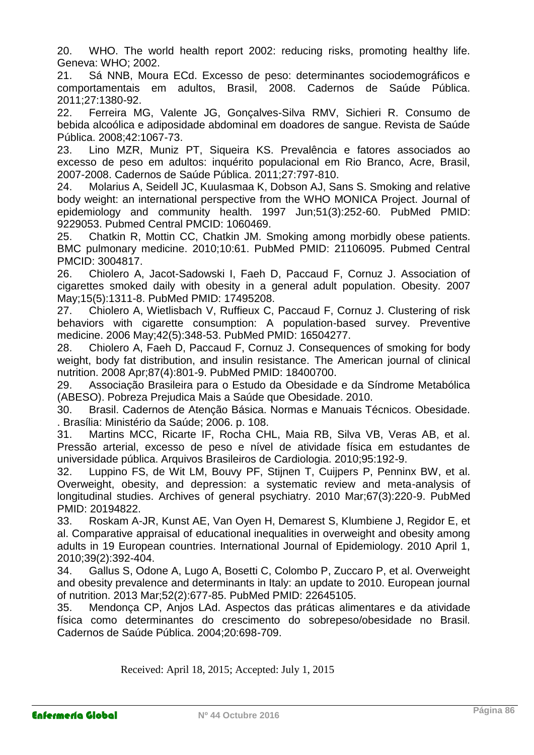20. WHO. The world health report 2002: reducing risks, promoting healthy life. Geneva: WHO; 2002.

21. Sá NNB, Moura ECd. Excesso de peso: determinantes sociodemográficos e comportamentais em adultos, Brasil, 2008. Cadernos de Saúde Pública. 2011;27:1380-92.

22. Ferreira MG, Valente JG, Gonçalves-Silva RMV, Sichieri R. Consumo de bebida alcoólica e adiposidade abdominal em doadores de sangue. Revista de Saúde Pública. 2008;42:1067-73.

23. Lino MZR, Muniz PT, Siqueira KS. Prevalência e fatores associados ao excesso de peso em adultos: inquérito populacional em Rio Branco, Acre, Brasil, 2007-2008. Cadernos de Saúde Pública. 2011;27:797-810.

24. Molarius A, Seidell JC, Kuulasmaa K, Dobson AJ, Sans S. Smoking and relative body weight: an international perspective from the WHO MONICA Project. Journal of epidemiology and community health. 1997 Jun;51(3):252-60. PubMed PMID: 9229053. Pubmed Central PMCID: 1060469.

25. Chatkin R, Mottin CC, Chatkin JM. Smoking among morbidly obese patients. BMC pulmonary medicine. 2010;10:61. PubMed PMID: 21106095. Pubmed Central PMCID: 3004817.

26. Chiolero A, Jacot-Sadowski I, Faeh D, Paccaud F, Cornuz J. Association of cigarettes smoked daily with obesity in a general adult population. Obesity. 2007 May;15(5):1311-8. PubMed PMID: 17495208.

27. Chiolero A, Wietlisbach V, Ruffieux C, Paccaud F, Cornuz J. Clustering of risk behaviors with cigarette consumption: A population-based survey. Preventive medicine. 2006 May;42(5):348-53. PubMed PMID: 16504277.

28. Chiolero A, Faeh D, Paccaud F, Cornuz J. Consequences of smoking for body weight, body fat distribution, and insulin resistance. The American journal of clinical nutrition. 2008 Apr;87(4):801-9. PubMed PMID: 18400700.

29. Associação Brasileira para o Estudo da Obesidade e da Síndrome Metabólica (ABESO). Pobreza Prejudica Mais a Saúde que Obesidade. 2010.

30. Brasil. Cadernos de Atenção Básica. Normas e Manuais Técnicos. Obesidade. . Brasília: Ministério da Saúde; 2006. p. 108.

31. Martins MCC, Ricarte IF, Rocha CHL, Maia RB, Silva VB, Veras AB, et al. Pressão arterial, excesso de peso e nível de atividade física em estudantes de universidade pública. Arquivos Brasileiros de Cardiologia. 2010;95:192-9.

32. Luppino FS, de Wit LM, Bouvy PF, Stijnen T, Cuijpers P, Penninx BW, et al. Overweight, obesity, and depression: a systematic review and meta-analysis of longitudinal studies. Archives of general psychiatry. 2010 Mar;67(3):220-9. PubMed PMID: 20194822.

33. Roskam A-JR, Kunst AE, Van Oyen H, Demarest S, Klumbiene J, Regidor E, et al. Comparative appraisal of educational inequalities in overweight and obesity among adults in 19 European countries. International Journal of Epidemiology. 2010 April 1, 2010;39(2):392-404.

34. Gallus S, Odone A, Lugo A, Bosetti C, Colombo P, Zuccaro P, et al. Overweight and obesity prevalence and determinants in Italy: an update to 2010. European journal of nutrition. 2013 Mar;52(2):677-85. PubMed PMID: 22645105.

35. Mendonça CP, Anjos LAd. Aspectos das práticas alimentares e da atividade física como determinantes do crescimento do sobrepeso/obesidade no Brasil. Cadernos de Saúde Pública. 2004;20:698-709.

Received: April 18, 2015; Accepted: July 1, 2015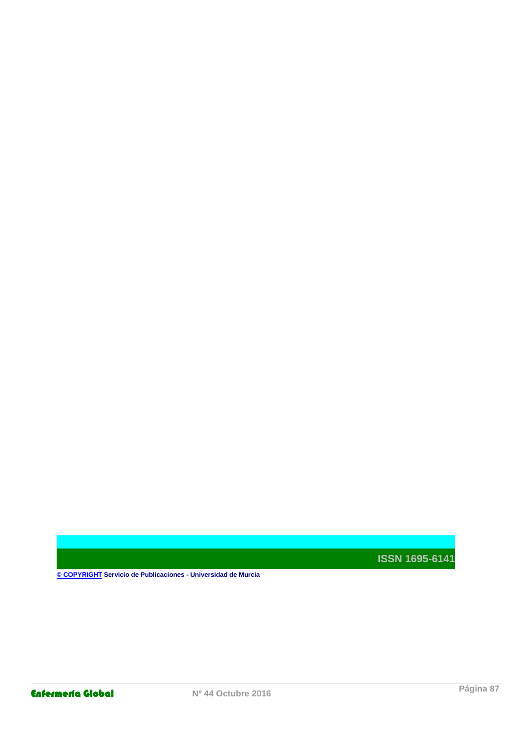ISSN 1695-6141

© COPYRIGHT Servicio de Publicaciones - Universidad de Murcia